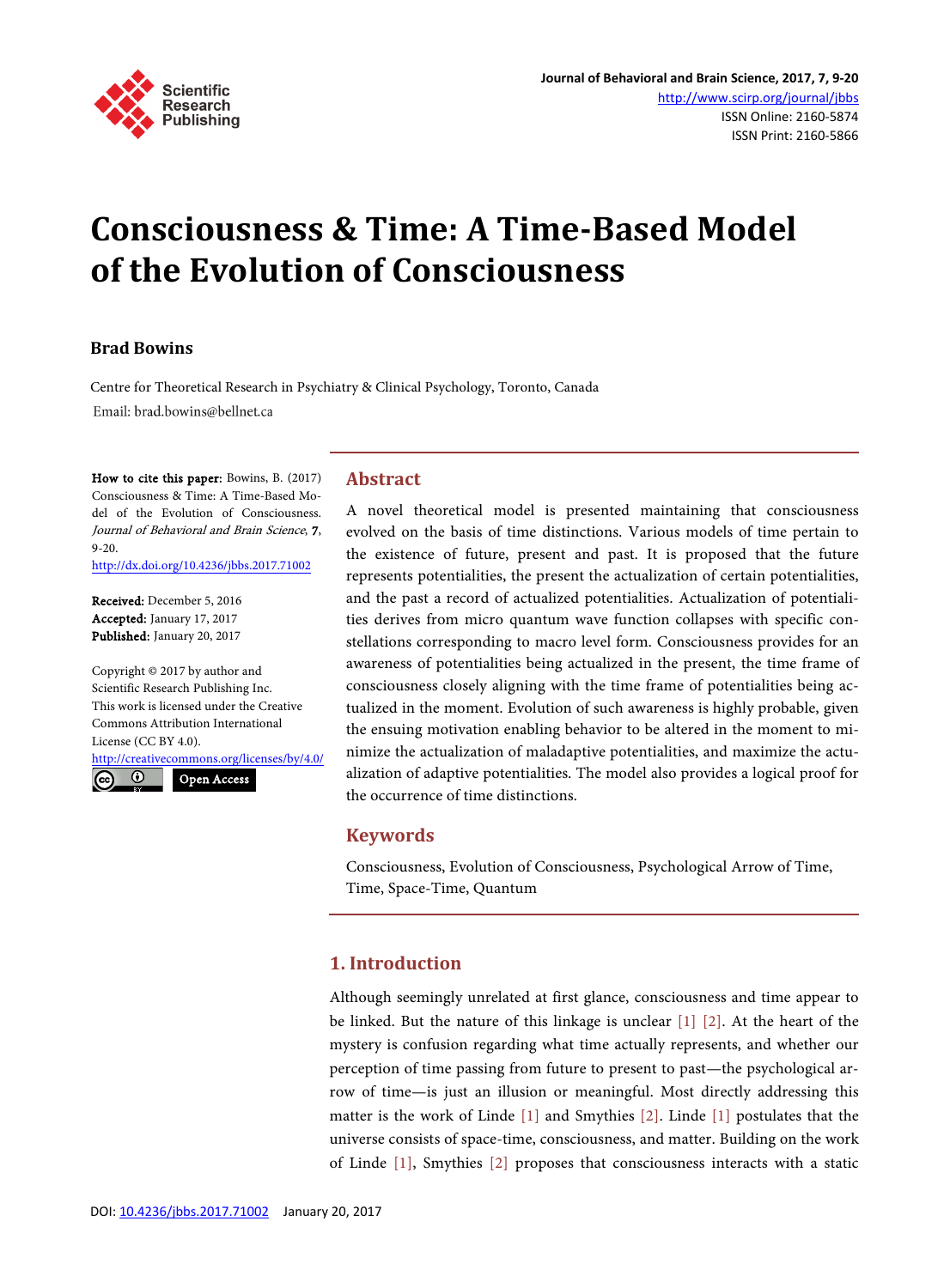# Consciousness & Time: A Time-Based Model of the Evolution of Consciousness

**Brad Bowins**

Centre for Theoretical Research in Psychiatry & Clinical Psychology, Toronto, Canada

Email: brad.bowins@bellnet.ca

**How to cite this paper:** Bowins, B. (2017) Consciousness & Time: A Time-Based Model of the Evolution of Consciousness. *Journal of Behavioral and Brain Science*, **7**, 9-20.
http://dx.doi.org/10.4236/jbbs.2017.71002

**Received:** December 5, 2016
**Accepted:** January 17, 2017
**Published:** January 20, 2017

Copyright © 2017 by author and Scientific Research Publishing Inc.
This work is licensed under the Creative Commons Attribution International License (CC BY 4.0).
http://creativecommons.org/licenses/by/4.0/

Open Access

## Abstract

A novel theoretical model is presented maintaining that consciousness evolved on the basis of time distinctions. Various models of time pertain to the existence of future, present and past. It is proposed that the future represents potentialities, the present the actualization of certain potentialities, and the past a record of actualized potentialities. Actualization of potentialities derives from micro quantum wave function collapses with specific constellations corresponding to macro level form. Consciousness provides for an awareness of potentialities being actualized in the present, the time frame of consciousness closely aligning with the time frame of potentialities being actualized in the moment. Evolution of such awareness is highly probable, given the ensuing motivation enabling behavior to be altered in the moment to minimize the actualization of maladaptive potentialities, and maximize the actualization of adaptive potentialities. The model also provides a logical proof for the occurrence of time distinctions.

## Keywords

Consciousness, Evolution of Consciousness, Psychological Arrow of Time, Time, Space-Time, Quantum

## 1. Introduction

Although seemingly unrelated at first glance, consciousness and time appear to be linked. But the nature of this linkage is unclear [1] [2]. At the heart of the mystery is confusion regarding what time actually represents, and whether our perception of time passing from future to present to past—the psychological arrow of time—is just an illusion or meaningful. Most directly addressing this matter is the work of Linde [1] and Smythies [2]. Linde [1] postulates that the universe consists of space-time, consciousness, and matter. Building on the work of Linde [1], Smythies [2] proposes that consciousness interacts with a static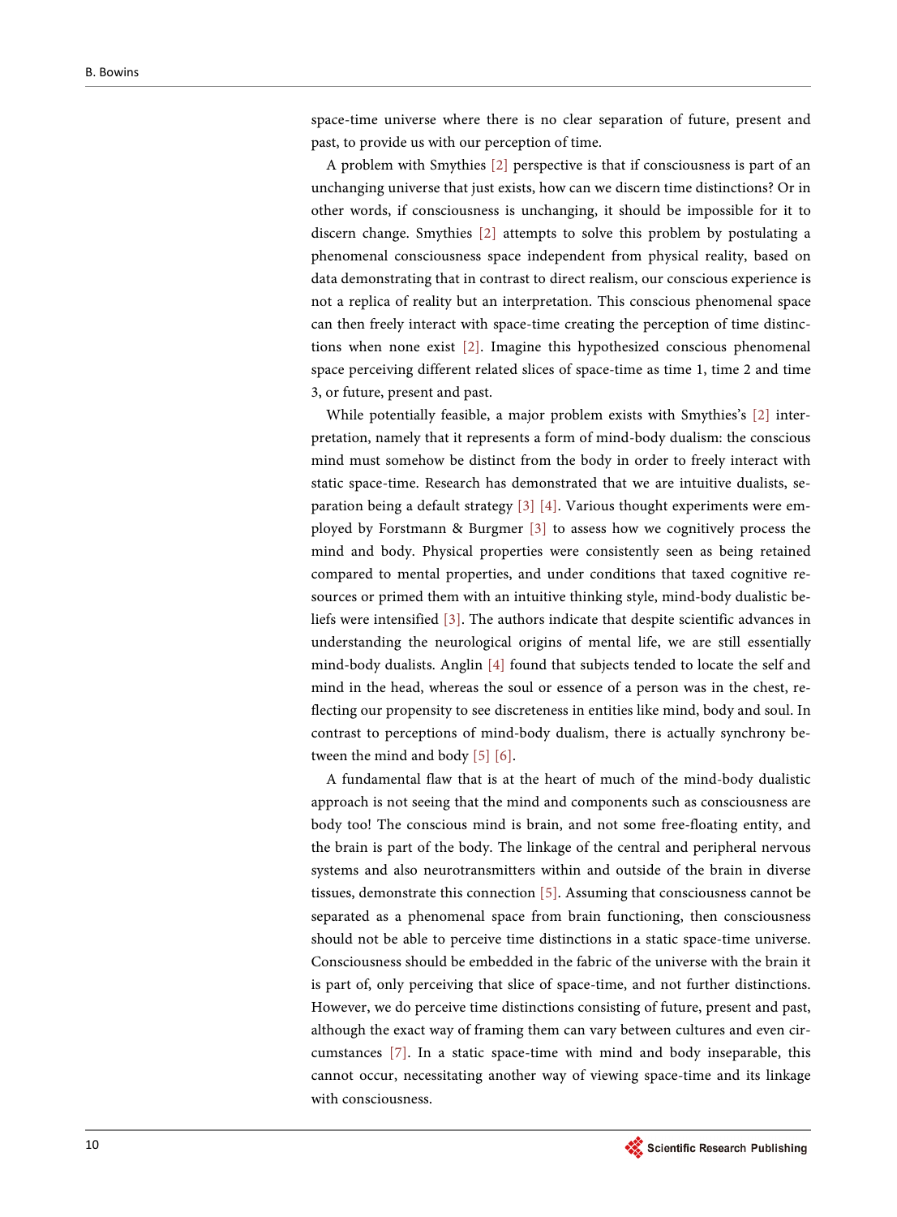space-time universe where there is no clear separation of future, present and past, to provide us with our perception of time.

A problem with Smythies [2] perspective is that if consciousness is part of an unchanging universe that just exists, how can we discern time distinctions? Or in other words, if consciousness is unchanging, it should be impossible for it to discern change. Smythies [2] attempts to solve this problem by postulating a phenomenal consciousness space independent from physical reality, based on data demonstrating that in contrast to direct realism, our conscious experience is not a replica of reality but an interpretation. This conscious phenomenal space can then freely interact with space-time creating the perception of time distinctions when none exist [2]. Imagine this hypothesized conscious phenomenal space perceiving different related slices of space-time as time 1, time 2 and time 3, or future, present and past.

While potentially feasible, a major problem exists with Smythies's [2] interpretation, namely that it represents a form of mind-body dualism: the conscious mind must somehow be distinct from the body in order to freely interact with static space-time. Research has demonstrated that we are intuitive dualists, separation being a default strategy [3] [4]. Various thought experiments were employed by Forstmann & Burgmer [3] to assess how we cognitively process the mind and body. Physical properties were consistently seen as being retained compared to mental properties, and under conditions that taxed cognitive resources or primed them with an intuitive thinking style, mind-body dualistic beliefs were intensified [3]. The authors indicate that despite scientific advances in understanding the neurological origins of mental life, we are still essentially mind-body dualists. Anglin [4] found that subjects tended to locate the self and mind in the head, whereas the soul or essence of a person was in the chest, reflecting our propensity to see discreteness in entities like mind, body and soul. In contrast to perceptions of mind-body dualism, there is actually synchrony between the mind and body [5] [6].

A fundamental flaw that is at the heart of much of the mind-body dualistic approach is not seeing that the mind and components such as consciousness are body too! The conscious mind is brain, and not some free-floating entity, and the brain is part of the body. The linkage of the central and peripheral nervous systems and also neurotransmitters within and outside of the brain in diverse tissues, demonstrate this connection [5]. Assuming that consciousness cannot be separated as a phenomenal space from brain functioning, then consciousness should not be able to perceive time distinctions in a static space-time universe. Consciousness should be embedded in the fabric of the universe with the brain it is part of, only perceiving that slice of space-time, and not further distinctions. However, we do perceive time distinctions consisting of future, present and past, although the exact way of framing them can vary between cultures and even circumstances [7]. In a static space-time with mind and body inseparable, this cannot occur, necessitating another way of viewing space-time and its linkage with consciousness.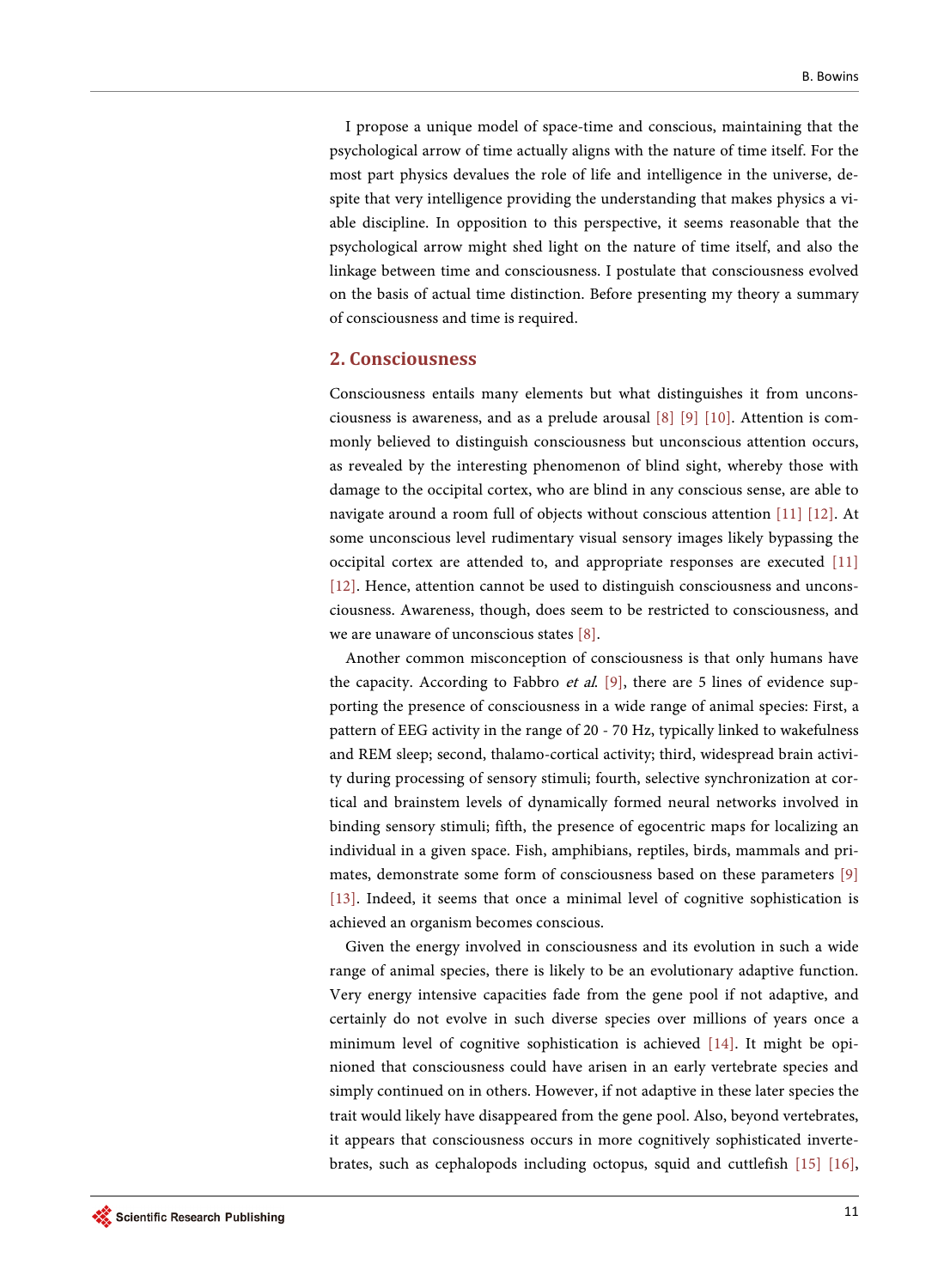I propose a unique model of space-time and conscious, maintaining that the psychological arrow of time actually aligns with the nature of time itself. For the most part physics devalues the role of life and intelligence in the universe, despite that very intelligence providing the understanding that makes physics a viable discipline. In opposition to this perspective, it seems reasonable that the psychological arrow might shed light on the nature of time itself, and also the linkage between time and consciousness. I postulate that consciousness evolved on the basis of actual time distinction. Before presenting my theory a summary of consciousness and time is required.

## 2. Consciousness

Consciousness entails many elements but what distinguishes it from unconsciousness is awareness, and as a prelude arousal [8] [9] [10]. Attention is commonly believed to distinguish consciousness but unconscious attention occurs, as revealed by the interesting phenomenon of blind sight, whereby those with damage to the occipital cortex, who are blind in any conscious sense, are able to navigate around a room full of objects without conscious attention [11] [12]. At some unconscious level rudimentary visual sensory images likely bypassing the occipital cortex are attended to, and appropriate responses are executed [11] [12]. Hence, attention cannot be used to distinguish consciousness and unconsciousness. Awareness, though, does seem to be restricted to consciousness, and we are unaware of unconscious states [8].

Another common misconception of consciousness is that only humans have the capacity. According to Fabbro *et al.* [9], there are 5 lines of evidence supporting the presence of consciousness in a wide range of animal species: First, a pattern of EEG activity in the range of 20 - 70 Hz, typically linked to wakefulness and REM sleep; second, thalamo-cortical activity; third, widespread brain activity during processing of sensory stimuli; fourth, selective synchronization at cortical and brainstem levels of dynamically formed neural networks involved in binding sensory stimuli; fifth, the presence of egocentric maps for localizing an individual in a given space. Fish, amphibians, reptiles, birds, mammals and primates, demonstrate some form of consciousness based on these parameters [9] [13]. Indeed, it seems that once a minimal level of cognitive sophistication is achieved an organism becomes conscious.

Given the energy involved in consciousness and its evolution in such a wide range of animal species, there is likely to be an evolutionary adaptive function. Very energy intensive capacities fade from the gene pool if not adaptive, and certainly do not evolve in such diverse species over millions of years once a minimum level of cognitive sophistication is achieved [14]. It might be opinioned that consciousness could have arisen in an early vertebrate species and simply continued on in others. However, if not adaptive in these later species the trait would likely have disappeared from the gene pool. Also, beyond vertebrates, it appears that consciousness occurs in more cognitively sophisticated invertebrates, such as cephalopods including octopus, squid and cuttlefish [15] [16],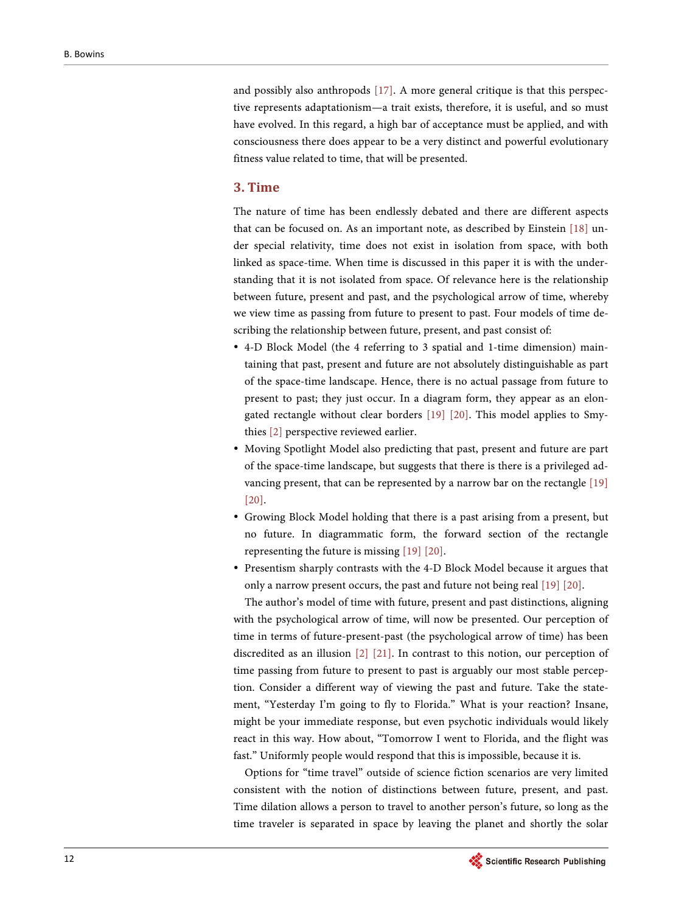and possibly also anthropods [17]. A more general critique is that this perspective represents adaptationism—a trait exists, therefore, it is useful, and so must have evolved. In this regard, a high bar of acceptance must be applied, and with consciousness there does appear to be a very distinct and powerful evolutionary fitness value related to time, that will be presented.

## 3. Time

The nature of time has been endlessly debated and there are different aspects that can be focused on. As an important note, as described by Einstein [18] under special relativity, time does not exist in isolation from space, with both linked as space-time. When time is discussed in this paper it is with the understanding that it is not isolated from space. Of relevance here is the relationship between future, present and past, and the psychological arrow of time, whereby we view time as passing from future to present to past. Four models of time describing the relationship between future, present, and past consist of:

- 4-D Block Model (the 4 referring to 3 spatial and 1-time dimension) maintaining that past, present and future are not absolutely distinguishable as part of the space-time landscape. Hence, there is no actual passage from future to present to past; they just occur. In a diagram form, they appear as an elongated rectangle without clear borders [19] [20]. This model applies to Smythies [2] perspective reviewed earlier.
- Moving Spotlight Model also predicting that past, present and future are part of the space-time landscape, but suggests that there is there is a privileged advancing present, that can be represented by a narrow bar on the rectangle [19] [20].
- Growing Block Model holding that there is a past arising from a present, but no future. In diagrammatic form, the forward section of the rectangle representing the future is missing [19] [20].
- Presentism sharply contrasts with the 4-D Block Model because it argues that only a narrow present occurs, the past and future not being real [19] [20].

The author's model of time with future, present and past distinctions, aligning with the psychological arrow of time, will now be presented. Our perception of time in terms of future-present-past (the psychological arrow of time) has been discredited as an illusion [2] [21]. In contrast to this notion, our perception of time passing from future to present to past is arguably our most stable perception. Consider a different way of viewing the past and future. Take the statement, "Yesterday I'm going to fly to Florida." What is your reaction? Insane, might be your immediate response, but even psychotic individuals would likely react in this way. How about, "Tomorrow I went to Florida, and the flight was fast." Uniformly people would respond that this is impossible, because it is.

Options for "time travel" outside of science fiction scenarios are very limited consistent with the notion of distinctions between future, present, and past. Time dilation allows a person to travel to another person's future, so long as the time traveler is separated in space by leaving the planet and shortly the solar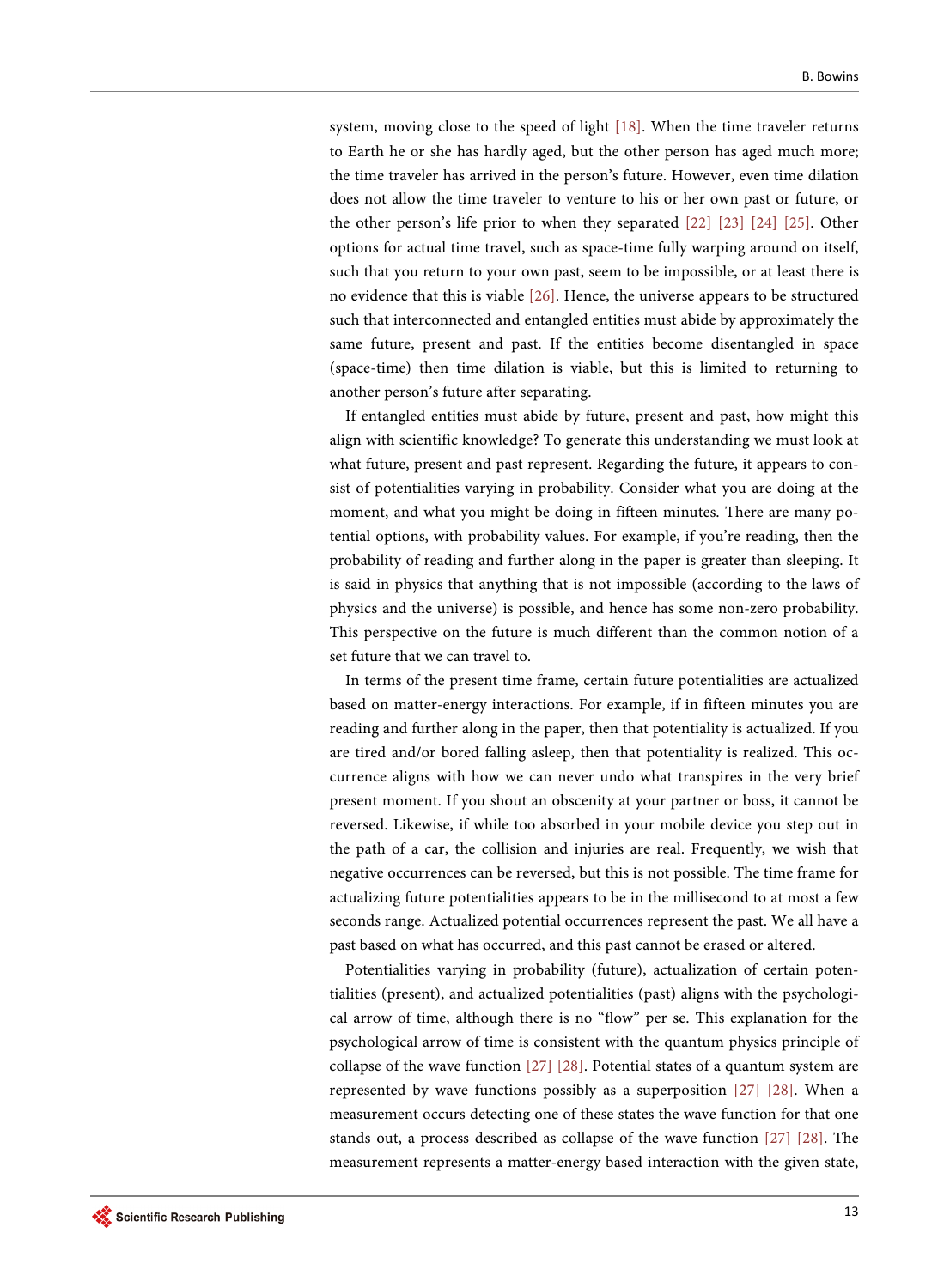system, moving close to the speed of light [18]. When the time traveler returns to Earth he or she has hardly aged, but the other person has aged much more; the time traveler has arrived in the person's future. However, even time dilation does not allow the time traveler to venture to his or her own past or future, or the other person's life prior to when they separated [22] [23] [24] [25]. Other options for actual time travel, such as space-time fully warping around on itself, such that you return to your own past, seem to be impossible, or at least there is no evidence that this is viable [26]. Hence, the universe appears to be structured such that interconnected and entangled entities must abide by approximately the same future, present and past. If the entities become disentangled in space (space-time) then time dilation is viable, but this is limited to returning to another person's future after separating.

If entangled entities must abide by future, present and past, how might this align with scientific knowledge? To generate this understanding we must look at what future, present and past represent. Regarding the future, it appears to consist of potentialities varying in probability. Consider what you are doing at the moment, and what you might be doing in fifteen minutes. There are many potential options, with probability values. For example, if you're reading, then the probability of reading and further along in the paper is greater than sleeping. It is said in physics that anything that is not impossible (according to the laws of physics and the universe) is possible, and hence has some non-zero probability. This perspective on the future is much different than the common notion of a set future that we can travel to.

In terms of the present time frame, certain future potentialities are actualized based on matter-energy interactions. For example, if in fifteen minutes you are reading and further along in the paper, then that potentiality is actualized. If you are tired and/or bored falling asleep, then that potentiality is realized. This occurrence aligns with how we can never undo what transpires in the very brief present moment. If you shout an obscenity at your partner or boss, it cannot be reversed. Likewise, if while too absorbed in your mobile device you step out in the path of a car, the collision and injuries are real. Frequently, we wish that negative occurrences can be reversed, but this is not possible. The time frame for actualizing future potentialities appears to be in the millisecond to at most a few seconds range. Actualized potential occurrences represent the past. We all have a past based on what has occurred, and this past cannot be erased or altered.

Potentialities varying in probability (future), actualization of certain potentialities (present), and actualized potentialities (past) aligns with the psychological arrow of time, although there is no "flow" per se. This explanation for the psychological arrow of time is consistent with the quantum physics principle of collapse of the wave function [27] [28]. Potential states of a quantum system are represented by wave functions possibly as a superposition [27] [28]. When a measurement occurs detecting one of these states the wave function for that one stands out, a process described as collapse of the wave function [27] [28]. The measurement represents a matter-energy based interaction with the given state,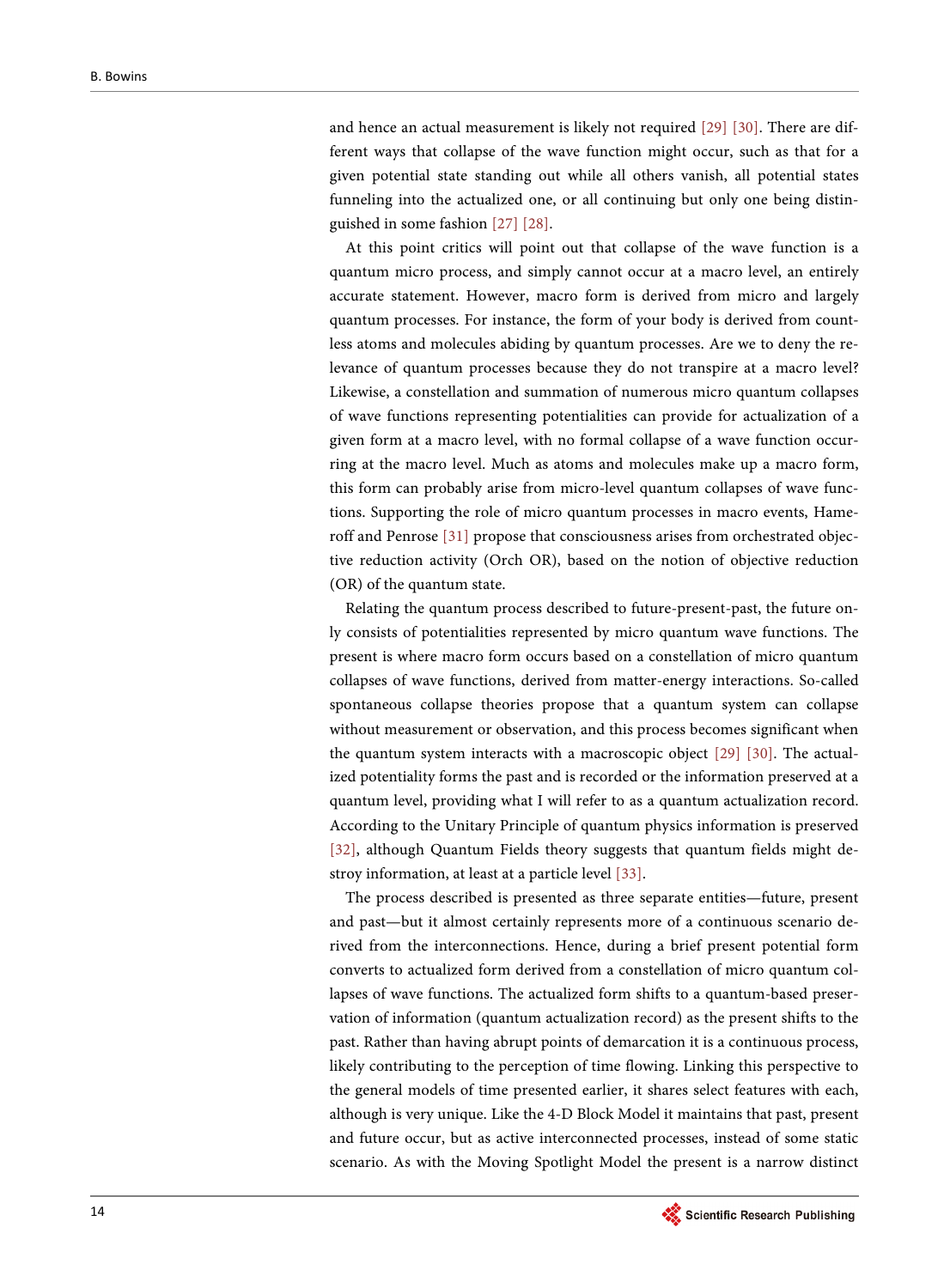and hence an actual measurement is likely not required [29] [30]. There are different ways that collapse of the wave function might occur, such as that for a given potential state standing out while all others vanish, all potential states funneling into the actualized one, or all continuing but only one being distinguished in some fashion [27] [28].

At this point critics will point out that collapse of the wave function is a quantum micro process, and simply cannot occur at a macro level, an entirely accurate statement. However, macro form is derived from micro and largely quantum processes. For instance, the form of your body is derived from countless atoms and molecules abiding by quantum processes. Are we to deny the relevance of quantum processes because they do not transpire at a macro level? Likewise, a constellation and summation of numerous micro quantum collapses of wave functions representing potentialities can provide for actualization of a given form at a macro level, with no formal collapse of a wave function occurring at the macro level. Much as atoms and molecules make up a macro form, this form can probably arise from micro-level quantum collapses of wave functions. Supporting the role of micro quantum processes in macro events, Hameroff and Penrose [31] propose that consciousness arises from orchestrated objective reduction activity (Orch OR), based on the notion of objective reduction (OR) of the quantum state.

Relating the quantum process described to future-present-past, the future only consists of potentialities represented by micro quantum wave functions. The present is where macro form occurs based on a constellation of micro quantum collapses of wave functions, derived from matter-energy interactions. So-called spontaneous collapse theories propose that a quantum system can collapse without measurement or observation, and this process becomes significant when the quantum system interacts with a macroscopic object [29] [30]. The actualized potentiality forms the past and is recorded or the information preserved at a quantum level, providing what I will refer to as a quantum actualization record. According to the Unitary Principle of quantum physics information is preserved [32], although Quantum Fields theory suggests that quantum fields might destroy information, at least at a particle level [33].

The process described is presented as three separate entities—future, present and past—but it almost certainly represents more of a continuous scenario derived from the interconnections. Hence, during a brief present potential form converts to actualized form derived from a constellation of micro quantum collapses of wave functions. The actualized form shifts to a quantum-based preservation of information (quantum actualization record) as the present shifts to the past. Rather than having abrupt points of demarcation it is a continuous process, likely contributing to the perception of time flowing. Linking this perspective to the general models of time presented earlier, it shares select features with each, although is very unique. Like the 4-D Block Model it maintains that past, present and future occur, but as active interconnected processes, instead of some static scenario. As with the Moving Spotlight Model the present is a narrow distinct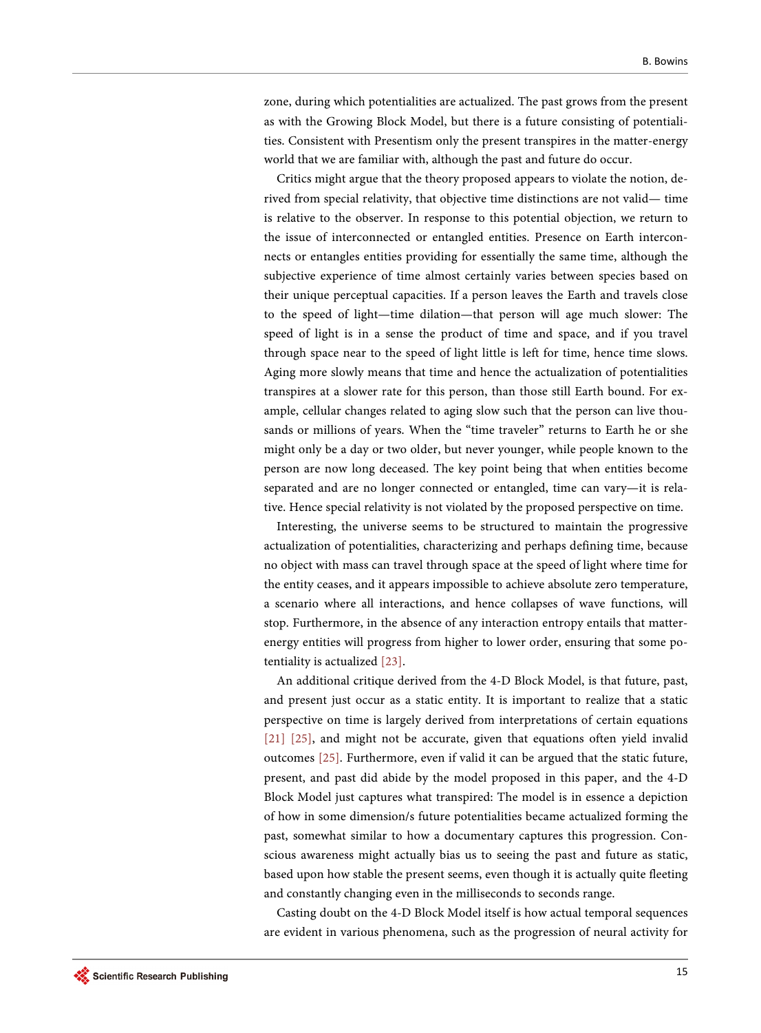zone, during which potentialities are actualized. The past grows from the present as with the Growing Block Model, but there is a future consisting of potentialities. Consistent with Presentism only the present transpires in the matter-energy world that we are familiar with, although the past and future do occur.

Critics might argue that the theory proposed appears to violate the notion, derived from special relativity, that objective time distinctions are not valid— time is relative to the observer. In response to this potential objection, we return to the issue of interconnected or entangled entities. Presence on Earth interconnects or entangles entities providing for essentially the same time, although the subjective experience of time almost certainly varies between species based on their unique perceptual capacities. If a person leaves the Earth and travels close to the speed of light—time dilation—that person will age much slower: The speed of light is in a sense the product of time and space, and if you travel through space near to the speed of light little is left for time, hence time slows. Aging more slowly means that time and hence the actualization of potentialities transpires at a slower rate for this person, than those still Earth bound. For example, cellular changes related to aging slow such that the person can live thousands or millions of years. When the "time traveler" returns to Earth he or she might only be a day or two older, but never younger, while people known to the person are now long deceased. The key point being that when entities become separated and are no longer connected or entangled, time can vary—it is relative. Hence special relativity is not violated by the proposed perspective on time.

Interesting, the universe seems to be structured to maintain the progressive actualization of potentialities, characterizing and perhaps defining time, because no object with mass can travel through space at the speed of light where time for the entity ceases, and it appears impossible to achieve absolute zero temperature, a scenario where all interactions, and hence collapses of wave functions, will stop. Furthermore, in the absence of any interaction entropy entails that matter-energy entities will progress from higher to lower order, ensuring that some potentiality is actualized [23].

An additional critique derived from the 4-D Block Model, is that future, past, and present just occur as a static entity. It is important to realize that a static perspective on time is largely derived from interpretations of certain equations [21] [25], and might not be accurate, given that equations often yield invalid outcomes [25]. Furthermore, even if valid it can be argued that the static future, present, and past did abide by the model proposed in this paper, and the 4-D Block Model just captures what transpired: The model is in essence a depiction of how in some dimension/s future potentialities became actualized forming the past, somewhat similar to how a documentary captures this progression. Conscious awareness might actually bias us to seeing the past and future as static, based upon how stable the present seems, even though it is actually quite fleeting and constantly changing even in the milliseconds to seconds range.

Casting doubt on the 4-D Block Model itself is how actual temporal sequences are evident in various phenomena, such as the progression of neural activity for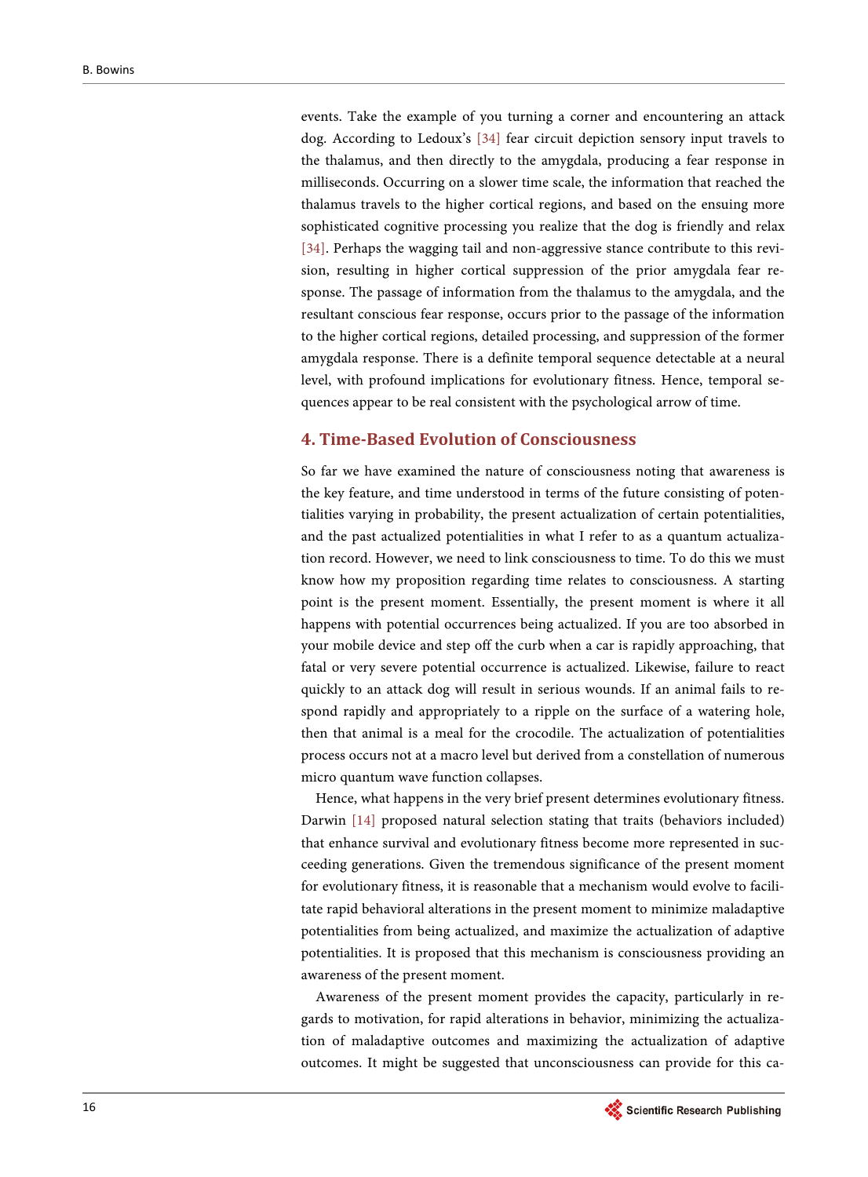events. Take the example of you turning a corner and encountering an attack dog. According to Ledoux's [34] fear circuit depiction sensory input travels to the thalamus, and then directly to the amygdala, producing a fear response in milliseconds. Occurring on a slower time scale, the information that reached the thalamus travels to the higher cortical regions, and based on the ensuing more sophisticated cognitive processing you realize that the dog is friendly and relax [34]. Perhaps the wagging tail and non-aggressive stance contribute to this revision, resulting in higher cortical suppression of the prior amygdala fear response. The passage of information from the thalamus to the amygdala, and the resultant conscious fear response, occurs prior to the passage of the information to the higher cortical regions, detailed processing, and suppression of the former amygdala response. There is a definite temporal sequence detectable at a neural level, with profound implications for evolutionary fitness. Hence, temporal sequences appear to be real consistent with the psychological arrow of time.

## 4. Time-Based Evolution of Consciousness

So far we have examined the nature of consciousness noting that awareness is the key feature, and time understood in terms of the future consisting of potentialities varying in probability, the present actualization of certain potentialities, and the past actualized potentialities in what I refer to as a quantum actualization record. However, we need to link consciousness to time. To do this we must know how my proposition regarding time relates to consciousness. A starting point is the present moment. Essentially, the present moment is where it all happens with potential occurrences being actualized. If you are too absorbed in your mobile device and step off the curb when a car is rapidly approaching, that fatal or very severe potential occurrence is actualized. Likewise, failure to react quickly to an attack dog will result in serious wounds. If an animal fails to respond rapidly and appropriately to a ripple on the surface of a watering hole, then that animal is a meal for the crocodile. The actualization of potentialities process occurs not at a macro level but derived from a constellation of numerous micro quantum wave function collapses.

Hence, what happens in the very brief present determines evolutionary fitness. Darwin [14] proposed natural selection stating that traits (behaviors included) that enhance survival and evolutionary fitness become more represented in succeeding generations. Given the tremendous significance of the present moment for evolutionary fitness, it is reasonable that a mechanism would evolve to facilitate rapid behavioral alterations in the present moment to minimize maladaptive potentialities from being actualized, and maximize the actualization of adaptive potentialities. It is proposed that this mechanism is consciousness providing an awareness of the present moment.

Awareness of the present moment provides the capacity, particularly in regards to motivation, for rapid alterations in behavior, minimizing the actualization of maladaptive outcomes and maximizing the actualization of adaptive outcomes. It might be suggested that unconsciousness can provide for this ca-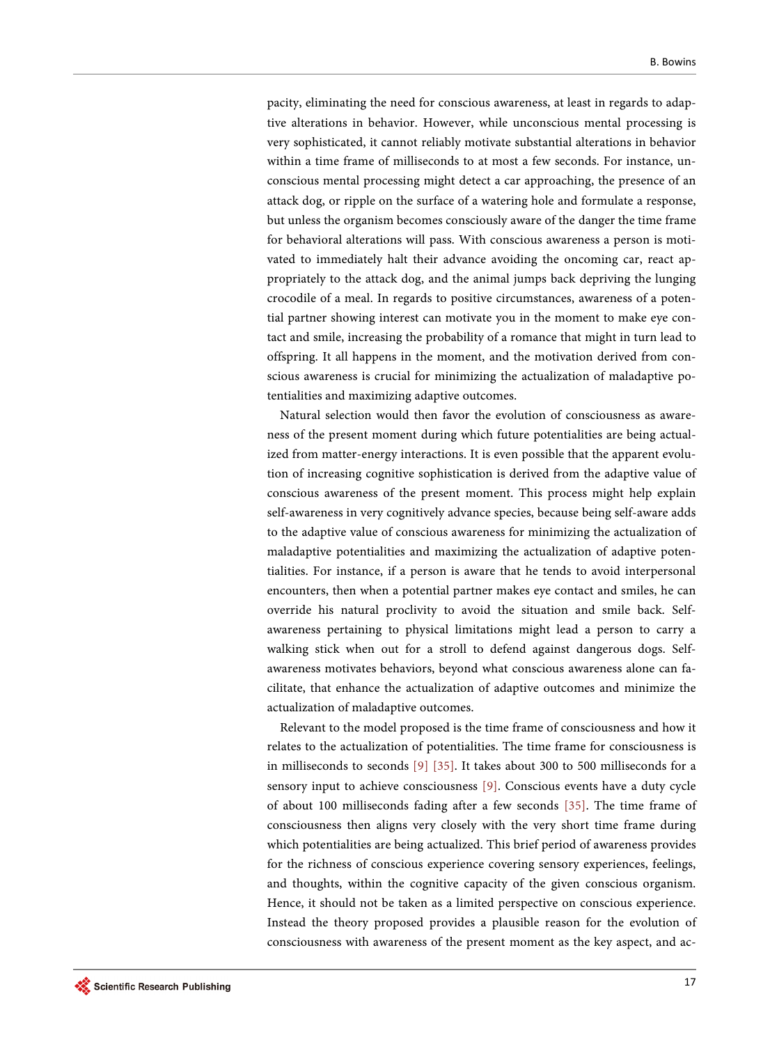pacity, eliminating the need for conscious awareness, at least in regards to adaptive alterations in behavior. However, while unconscious mental processing is very sophisticated, it cannot reliably motivate substantial alterations in behavior within a time frame of milliseconds to at most a few seconds. For instance, unconscious mental processing might detect a car approaching, the presence of an attack dog, or ripple on the surface of a watering hole and formulate a response, but unless the organism becomes consciously aware of the danger the time frame for behavioral alterations will pass. With conscious awareness a person is motivated to immediately halt their advance avoiding the oncoming car, react appropriately to the attack dog, and the animal jumps back depriving the lunging crocodile of a meal. In regards to positive circumstances, awareness of a potential partner showing interest can motivate you in the moment to make eye contact and smile, increasing the probability of a romance that might in turn lead to offspring. It all happens in the moment, and the motivation derived from conscious awareness is crucial for minimizing the actualization of maladaptive potentialities and maximizing adaptive outcomes.

Natural selection would then favor the evolution of consciousness as awareness of the present moment during which future potentialities are being actualized from matter-energy interactions. It is even possible that the apparent evolution of increasing cognitive sophistication is derived from the adaptive value of conscious awareness of the present moment. This process might help explain self-awareness in very cognitively advance species, because being self-aware adds to the adaptive value of conscious awareness for minimizing the actualization of maladaptive potentialities and maximizing the actualization of adaptive potentialities. For instance, if a person is aware that he tends to avoid interpersonal encounters, then when a potential partner makes eye contact and smiles, he can override his natural proclivity to avoid the situation and smile back. Self-awareness pertaining to physical limitations might lead a person to carry a walking stick when out for a stroll to defend against dangerous dogs. Self-awareness motivates behaviors, beyond what conscious awareness alone can facilitate, that enhance the actualization of adaptive outcomes and minimize the actualization of maladaptive outcomes.

Relevant to the model proposed is the time frame of consciousness and how it relates to the actualization of potentialities. The time frame for consciousness is in milliseconds to seconds [9] [35]. It takes about 300 to 500 milliseconds for a sensory input to achieve consciousness [9]. Conscious events have a duty cycle of about 100 milliseconds fading after a few seconds [35]. The time frame of consciousness then aligns very closely with the very short time frame during which potentialities are being actualized. This brief period of awareness provides for the richness of conscious experience covering sensory experiences, feelings, and thoughts, within the cognitive capacity of the given conscious organism. Hence, it should not be taken as a limited perspective on conscious experience. Instead the theory proposed provides a plausible reason for the evolution of consciousness with awareness of the present moment as the key aspect, and ac-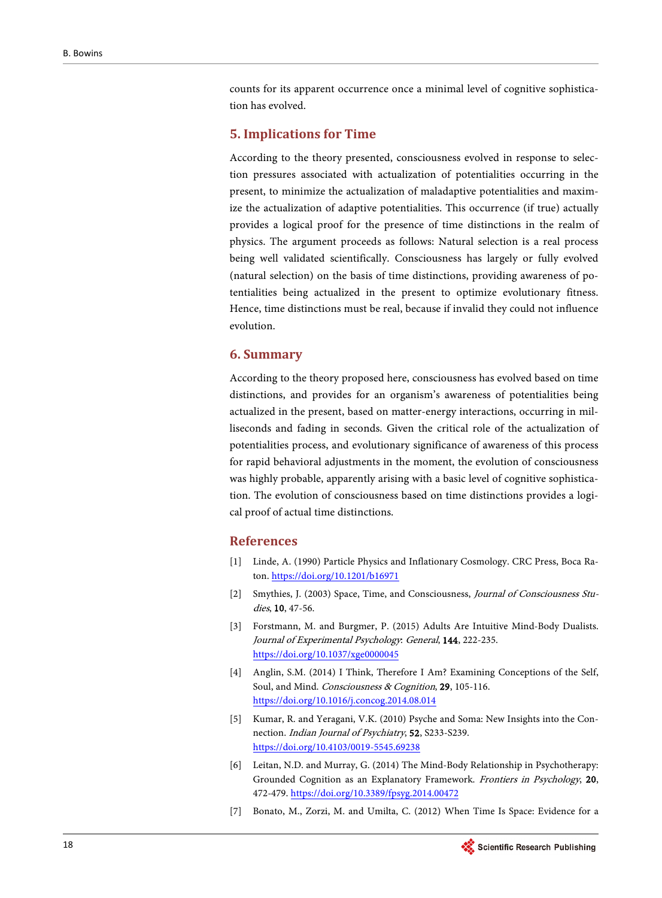counts for its apparent occurrence once a minimal level of cognitive sophistication has evolved.

## 5. Implications for Time

According to the theory presented, consciousness evolved in response to selection pressures associated with actualization of potentialities occurring in the present, to minimize the actualization of maladaptive potentialities and maximize the actualization of adaptive potentialities. This occurrence (if true) actually provides a logical proof for the presence of time distinctions in the realm of physics. The argument proceeds as follows: Natural selection is a real process being well validated scientifically. Consciousness has largely or fully evolved (natural selection) on the basis of time distinctions, providing awareness of potentialities being actualized in the present to optimize evolutionary fitness. Hence, time distinctions must be real, because if invalid they could not influence evolution.

## 6. Summary

According to the theory proposed here, consciousness has evolved based on time distinctions, and provides for an organism's awareness of potentialities being actualized in the present, based on matter-energy interactions, occurring in milliseconds and fading in seconds. Given the critical role of the actualization of potentialities process, and evolutionary significance of awareness of this process for rapid behavioral adjustments in the moment, the evolution of consciousness was highly probable, apparently arising with a basic level of cognitive sophistication. The evolution of consciousness based on time distinctions provides a logical proof of actual time distinctions.

## References

[1] Linde, A. (1990) Particle Physics and Inflationary Cosmology. CRC Press, Boca Raton. https://doi.org/10.1201/b16971

[2] Smythies, J. (2003) Space, Time, and Consciousness, *Journal of Consciousness Studies*, **10**, 47-56.

[3] Forstmann, M. and Burgmer, P. (2015) Adults Are Intuitive Mind-Body Dualists. *Journal of Experimental Psychology*: *General*, **144**, 222-235. https://doi.org/10.1037/xge0000045

[4] Anglin, S.M. (2014) I Think, Therefore I Am? Examining Conceptions of the Self, Soul, and Mind. *Consciousness & Cognition*, **29**, 105-116. https://doi.org/10.1016/j.concog.2014.08.014

[5] Kumar, R. and Yeragani, V.K. (2010) Psyche and Soma: New Insights into the Connection. *Indian Journal of Psychiatry*, **52**, S233-S239. https://doi.org/10.4103/0019-5545.69238

[6] Leitan, N.D. and Murray, G. (2014) The Mind-Body Relationship in Psychotherapy: Grounded Cognition as an Explanatory Framework. *Frontiers in Psychology*, **20**, 472-479. https://doi.org/10.3389/fpsyg.2014.00472

[7] Bonato, M., Zorzi, M. and Umilta, C. (2012) When Time Is Space: Evidence for a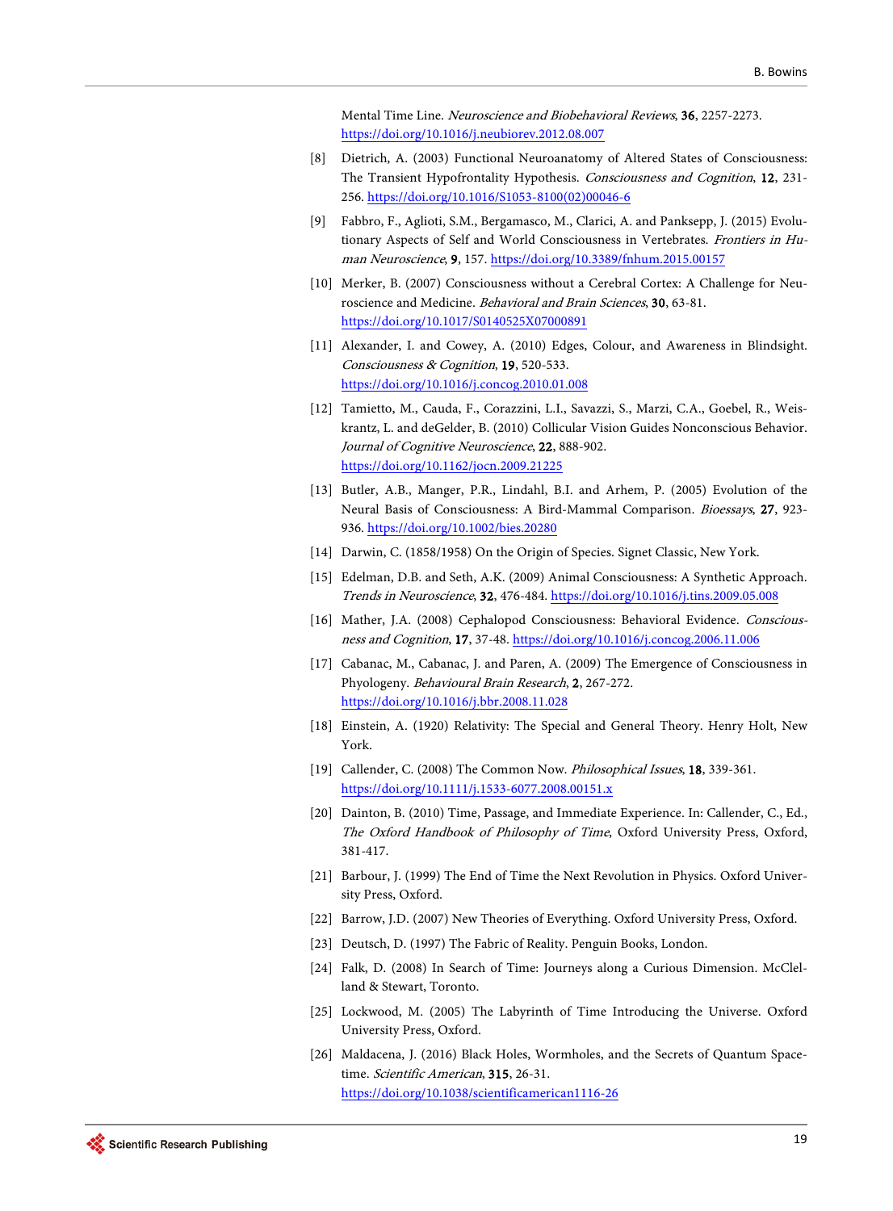Mental Time Line. *Neuroscience and Biobehavioral Reviews*, **36**, 2257-2273. https://doi.org/10.1016/j.neubiorev.2012.08.007

[8] Dietrich, A. (2003) Functional Neuroanatomy of Altered States of Consciousness: The Transient Hypofrontality Hypothesis. *Consciousness and Cognition*, **12**, 231-256. https://doi.org/10.1016/S1053-8100(02)00046-6

[9] Fabbro, F., Aglioti, S.M., Bergamasco, M., Clarici, A. and Panksepp, J. (2015) Evolutionary Aspects of Self and World Consciousness in Vertebrates. *Frontiers in Human Neuroscience*, **9**, 157. https://doi.org/10.3389/fnhum.2015.00157

[10] Merker, B. (2007) Consciousness without a Cerebral Cortex: A Challenge for Neuroscience and Medicine. *Behavioral and Brain Sciences*, **30**, 63-81. https://doi.org/10.1017/S0140525X07000891

[11] Alexander, I. and Cowey, A. (2010) Edges, Colour, and Awareness in Blindsight. *Consciousness & Cognition*, **19**, 520-533. https://doi.org/10.1016/j.concog.2010.01.008

[12] Tamietto, M., Cauda, F., Corazzini, L.I., Savazzi, S., Marzi, C.A., Goebel, R., Weiskrantz, L. and deGelder, B. (2010) Collicular Vision Guides Nonconscious Behavior. *Journal of Cognitive Neuroscience*, **22**, 888-902. https://doi.org/10.1162/jocn.2009.21225

[13] Butler, A.B., Manger, P.R., Lindahl, B.I. and Arhem, P. (2005) Evolution of the Neural Basis of Consciousness: A Bird-Mammal Comparison. *Bioessays*, **27**, 923-936. https://doi.org/10.1002/bies.20280

[14] Darwin, C. (1858/1958) On the Origin of Species. Signet Classic, New York.

[15] Edelman, D.B. and Seth, A.K. (2009) Animal Consciousness: A Synthetic Approach. *Trends in Neuroscience*, **32**, 476-484. https://doi.org/10.1016/j.tins.2009.05.008

[16] Mather, J.A. (2008) Cephalopod Consciousness: Behavioral Evidence. *Consciousness and Cognition*, **17**, 37-48. https://doi.org/10.1016/j.concog.2006.11.006

[17] Cabanac, M., Cabanac, J. and Paren, A. (2009) The Emergence of Consciousness in Phylogeny. *Behavioural Brain Research*, **2**, 267-272. https://doi.org/10.1016/j.bbr.2008.11.028

[18] Einstein, A. (1920) Relativity: The Special and General Theory. Henry Holt, New York.

[19] Callender, C. (2008) The Common Now. *Philosophical Issues*, **18**, 339-361. https://doi.org/10.1111/j.1533-6077.2008.00151.x

[20] Dainton, B. (2010) Time, Passage, and Immediate Experience. In: Callender, C., Ed., *The Oxford Handbook of Philosophy of Time*, Oxford University Press, Oxford, 381-417.

[21] Barbour, J. (1999) The End of Time the Next Revolution in Physics. Oxford University Press, Oxford.

[22] Barrow, J.D. (2007) New Theories of Everything. Oxford University Press, Oxford.

[23] Deutsch, D. (1997) The Fabric of Reality. Penguin Books, London.

[24] Falk, D. (2008) In Search of Time: Journeys along a Curious Dimension. McClelland & Stewart, Toronto.

[25] Lockwood, M. (2005) The Labyrinth of Time Introducing the Universe. Oxford University Press, Oxford.

[26] Maldacena, J. (2016) Black Holes, Wormholes, and the Secrets of Quantum Spacetime. *Scientific American*, **315**, 26-31. https://doi.org/10.1038/scientificamerican1116-26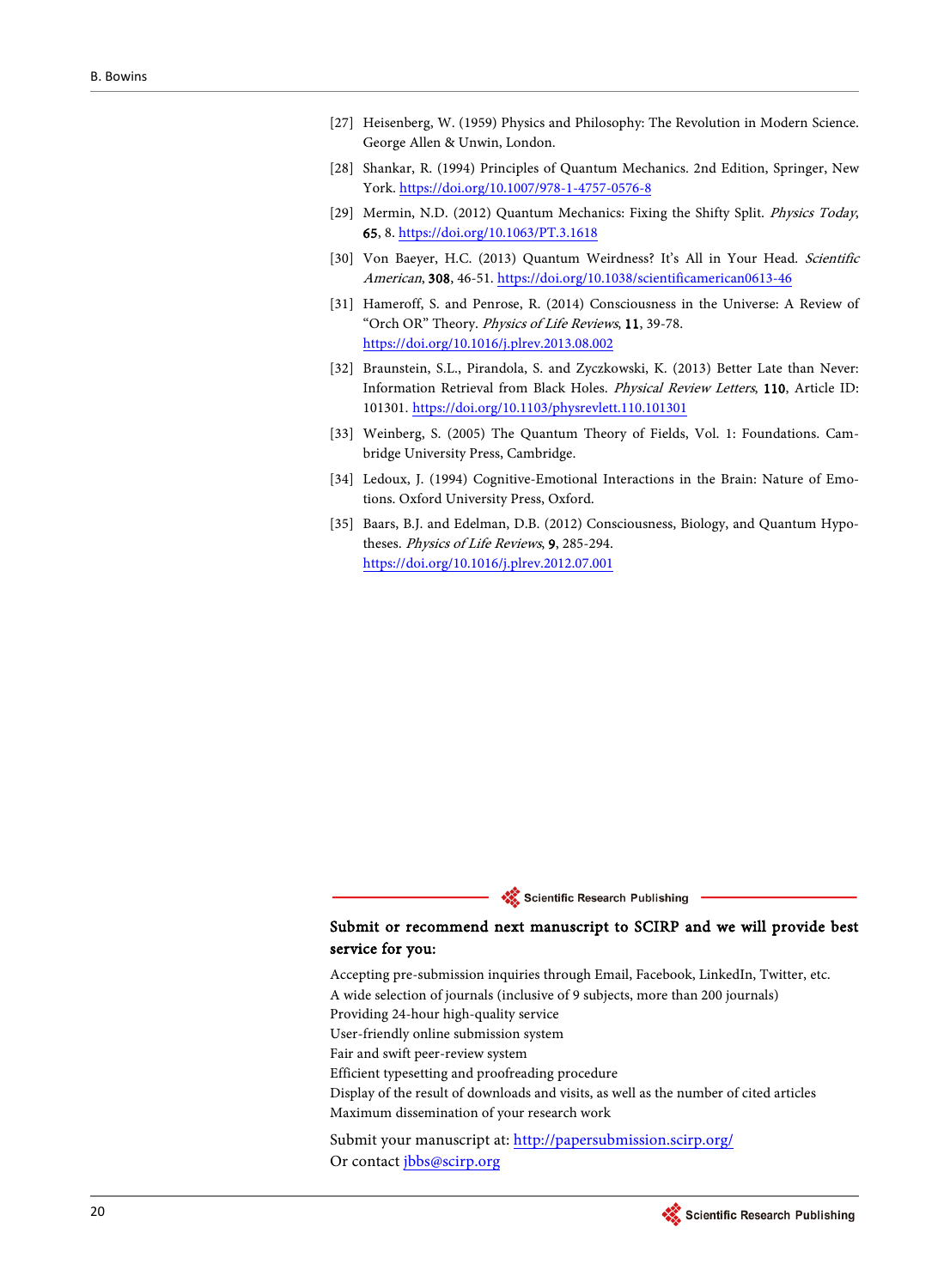[27] Heisenberg, W. (1959) Physics and Philosophy: The Revolution in Modern Science. George Allen & Unwin, London.

[28] Shankar, R. (1994) Principles of Quantum Mechanics. 2nd Edition, Springer, New York. https://doi.org/10.1007/978-1-4757-0576-8

[29] Mermin, N.D. (2012) Quantum Mechanics: Fixing the Shifty Split. *Physics Today*, **65**, 8. https://doi.org/10.1063/PT.3.1618

[30] Von Baeyer, H.C. (2013) Quantum Weirdness? It's All in Your Head. *Scientific American*, **308**, 46-51. https://doi.org/10.1038/scientificamerican0613-46

[31] Hameroff, S. and Penrose, R. (2014) Consciousness in the Universe: A Review of "Orch OR" Theory. *Physics of Life Reviews*, **11**, 39-78. https://doi.org/10.1016/j.plrev.2013.08.002

[32] Braunstein, S.L., Pirandola, S. and Zyczkowski, K. (2013) Better Late than Never: Information Retrieval from Black Holes. *Physical Review Letters*, **110**, Article ID: 101301. https://doi.org/10.1103/physrevlett.110.101301

[33] Weinberg, S. (2005) The Quantum Theory of Fields, Vol. 1: Foundations. Cambridge University Press, Cambridge.

[34] Ledoux, J. (1994) Cognitive-Emotional Interactions in the Brain: Nature of Emotions. Oxford University Press, Oxford.

[35] Baars, B.J. and Edelman, D.B. (2012) Consciousness, Biology, and Quantum Hypotheses. *Physics of Life Reviews*, **9**, 285-294. https://doi.org/10.1016/j.plrev.2012.07.001

Scientific Research Publishing

**Submit or recommend next manuscript to SCIRP and we will provide best service for you:**

Accepting pre-submission inquiries through Email, Facebook, LinkedIn, Twitter, etc.
A wide selection of journals (inclusive of 9 subjects, more than 200 journals)
Providing 24-hour high-quality service
User-friendly online submission system
Fair and swift peer-review system
Efficient typesetting and proofreading procedure
Display of the result of downloads and visits, as well as the number of cited articles
Maximum dissemination of your research work

Submit your manuscript at: http://papersubmission.scirp.org/
Or contact jbbs@scirp.org